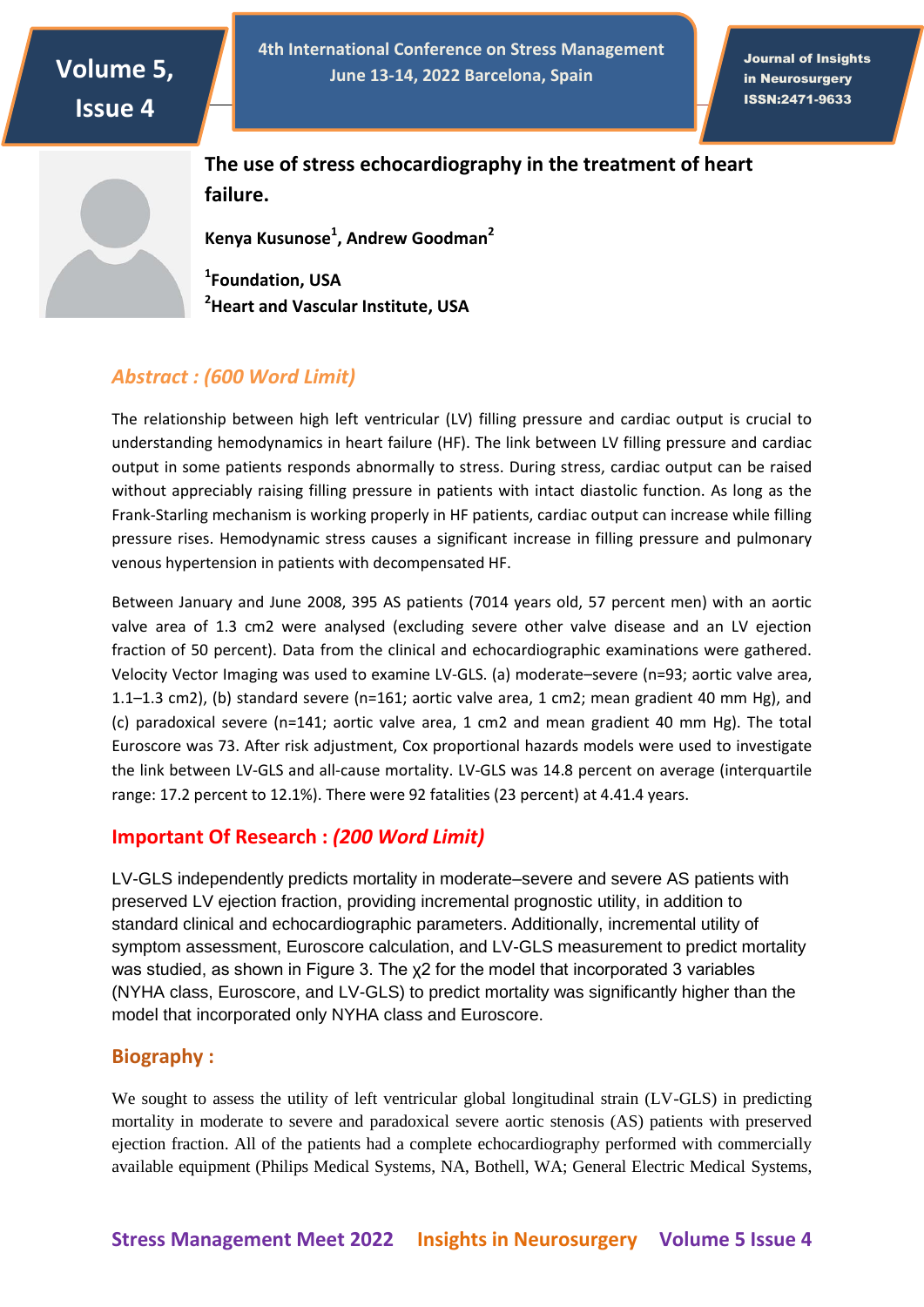# The use of stress echocardiography in the treatment of heart failure.

**Kenya Kusunose[1], Andrew Goodman[2]**

**[1]Foundation, USA**
**[2]Heart and Vascular Institute, USA**

## *Abstract : (600 Word Limit)*

The relationship between high left ventricular (LV) filling pressure and cardiac output is crucial to understanding hemodynamics in heart failure (HF). The link between LV filling pressure and cardiac output in some patients responds abnormally to stress. During stress, cardiac output can be raised without appreciably raising filling pressure in patients with intact diastolic function. As long as the Frank-Starling mechanism is working properly in HF patients, cardiac output can increase while filling pressure rises. Hemodynamic stress causes a significant increase in filling pressure and pulmonary venous hypertension in patients with decompensated HF.

Between January and June 2008, 395 AS patients (7014 years old, 57 percent men) with an aortic valve area of 1.3 cm2 were analysed (excluding severe other valve disease and an LV ejection fraction of 50 percent). Data from the clinical and echocardiographic examinations were gathered. Velocity Vector Imaging was used to examine LV-GLS. (a) moderate–severe (n=93; aortic valve area, 1.1–1.3 cm2), (b) standard severe (n=161; aortic valve area, 1 cm2; mean gradient 40 mm Hg), and (c) paradoxical severe (n=141; aortic valve area, 1 cm2 and mean gradient 40 mm Hg). The total Euroscore was 73. After risk adjustment, Cox proportional hazards models were used to investigate the link between LV-GLS and all-cause mortality. LV-GLS was 14.8 percent on average (interquartile range: 17.2 percent to 12.1%). There were 92 fatalities (23 percent) at 4.41.4 years.

## Important Of Research : *(200 Word Limit)*

LV-GLS independently predicts mortality in moderate–severe and severe AS patients with preserved LV ejection fraction, providing incremental prognostic utility, in addition to standard clinical and echocardiographic parameters. Additionally, incremental utility of symptom assessment, Euroscore calculation, and LV-GLS measurement to predict mortality was studied, as shown in Figure 3. The $\chi 2$ for the model that incorporated 3 variables (NYHA class, Euroscore, and LV-GLS) to predict mortality was significantly higher than the model that incorporated only NYHA class and Euroscore.

## Biography :

We sought to assess the utility of left ventricular global longitudinal strain (LV-GLS) in predicting mortality in moderate to severe and paradoxical severe aortic stenosis (AS) patients with preserved ejection fraction. All of the patients had a complete echocardiography performed with commercially available equipment (Philips Medical Systems, NA, Bothell, WA; General Electric Medical Systems,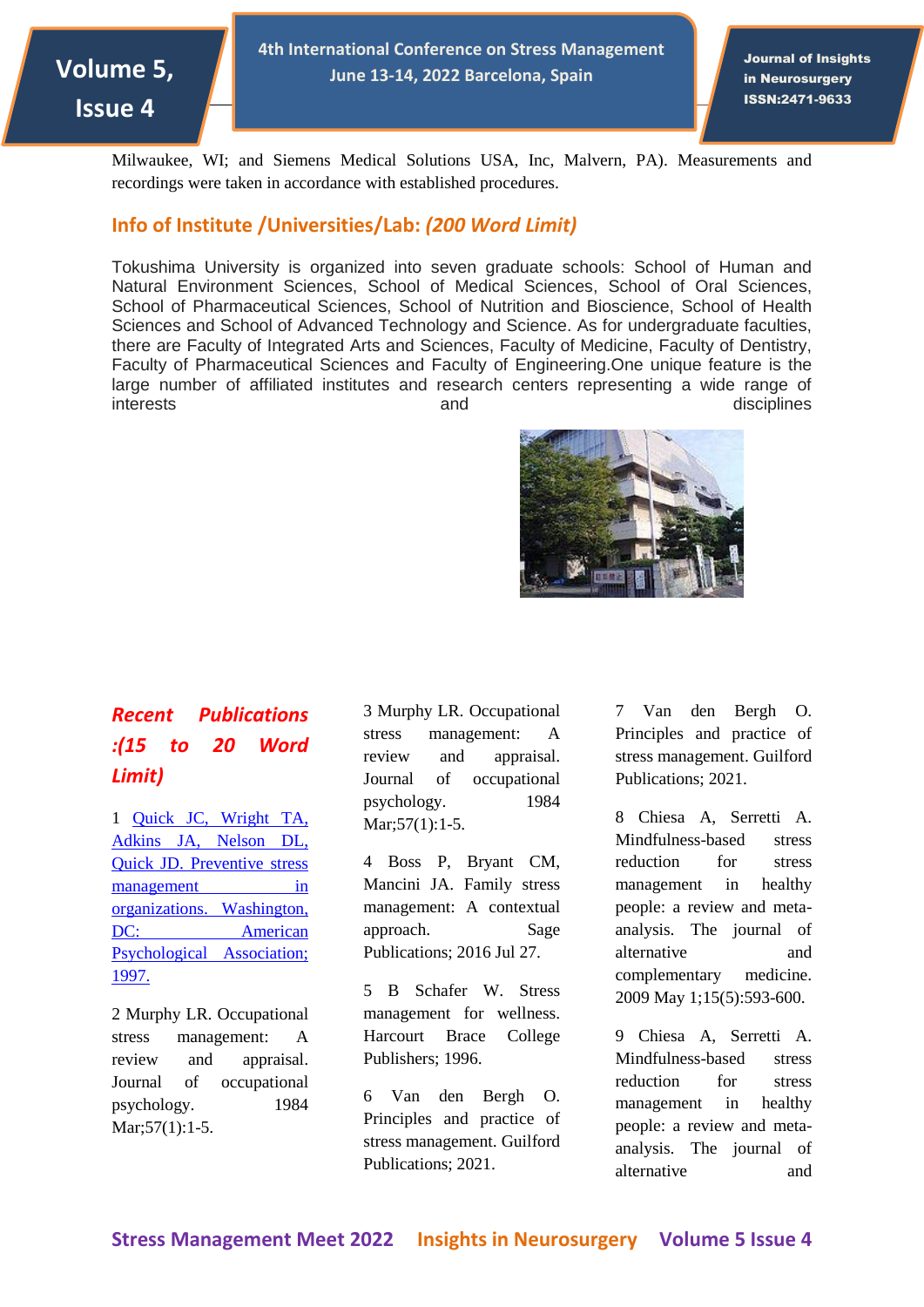Milwaukee, WI; and Siemens Medical Solutions USA, Inc, Malvern, PA). Measurements and recordings were taken in accordance with established procedures.

## Info of Institute /Universities/Lab: *(200 Word Limit)*

Tokushima University is organized into seven graduate schools: School of Human and Natural Environment Sciences, School of Medical Sciences, School of Oral Sciences, School of Pharmaceutical Sciences, School of Nutrition and Bioscience, School of Health Sciences and School of Advanced Technology and Science. As for undergraduate faculties, there are Faculty of Integrated Arts and Sciences, Faculty of Medicine, Faculty of Dentistry, Faculty of Pharmaceutical Sciences and Faculty of Engineering.One unique feature is the large number of affiliated institutes and research centers representing a wide range of interests and disciplines

## *Recent Publications :(15 to 20 Word Limit)*

1 Quick JC, Wright TA, Adkins JA, Nelson DL, Quick JD. Preventive stress management in organizations. Washington, DC: American Psychological Association; 1997.

2 Murphy LR. Occupational stress management: A review and appraisal. Journal of occupational psychology. 1984 Mar;57(1):1-5.

3 Murphy LR. Occupational stress management: A review and appraisal. Journal of occupational psychology. 1984 Mar;57(1):1-5.

4 Boss P, Bryant CM, Mancini JA. Family stress management: A contextual approach. Sage Publications; 2016 Jul 27.

5 B Schafer W. Stress management for wellness. Harcourt Brace College Publishers; 1996.

6 Van den Bergh O. Principles and practice of stress management. Guilford Publications; 2021.

7 Van den Bergh O. Principles and practice of stress management. Guilford Publications; 2021.

8 Chiesa A, Serretti A. Mindfulness-based stress reduction for stress management in healthy people: a review and meta-analysis. The journal of alternative and complementary medicine. 2009 May 1;15(5):593-600.

9 Chiesa A, Serretti A. Mindfulness-based stress reduction for stress management in healthy people: a review and meta-analysis. The journal of alternative and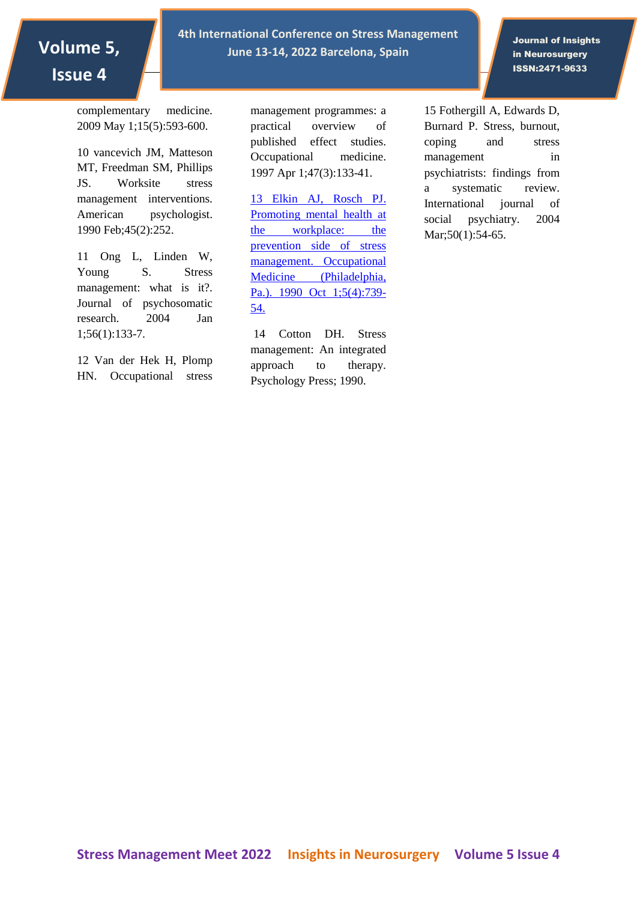complementary medicine. 2009 May 1;15(5):593-600.

10 vancevich JM, Matteson MT, Freedman SM, Phillips JS. Worksite stress management interventions. American psychologist. 1990 Feb;45(2):252.

11 Ong L, Linden W, Young S. Stress management: what is it?. Journal of psychosomatic research. 2004 Jan 1;56(1):133-7.

12 Van der Hek H, Plomp HN. Occupational stress management programmes: a practical overview of published effect studies. Occupational medicine. 1997 Apr 1;47(3):133-41.

13 Elkin AJ, Rosch PJ. Promoting mental health at the workplace: the prevention side of stress management. Occupational Medicine (Philadelphia, Pa.). 1990 Oct 1;5(4):739-54.

14 Cotton DH. Stress management: An integrated approach to therapy. Psychology Press; 1990.

15 Fothergill A, Edwards D, Burnard P. Stress, burnout, coping and stress management in psychiatrists: findings from a systematic review. International journal of social psychiatry. 2004 Mar;50(1):54-65.